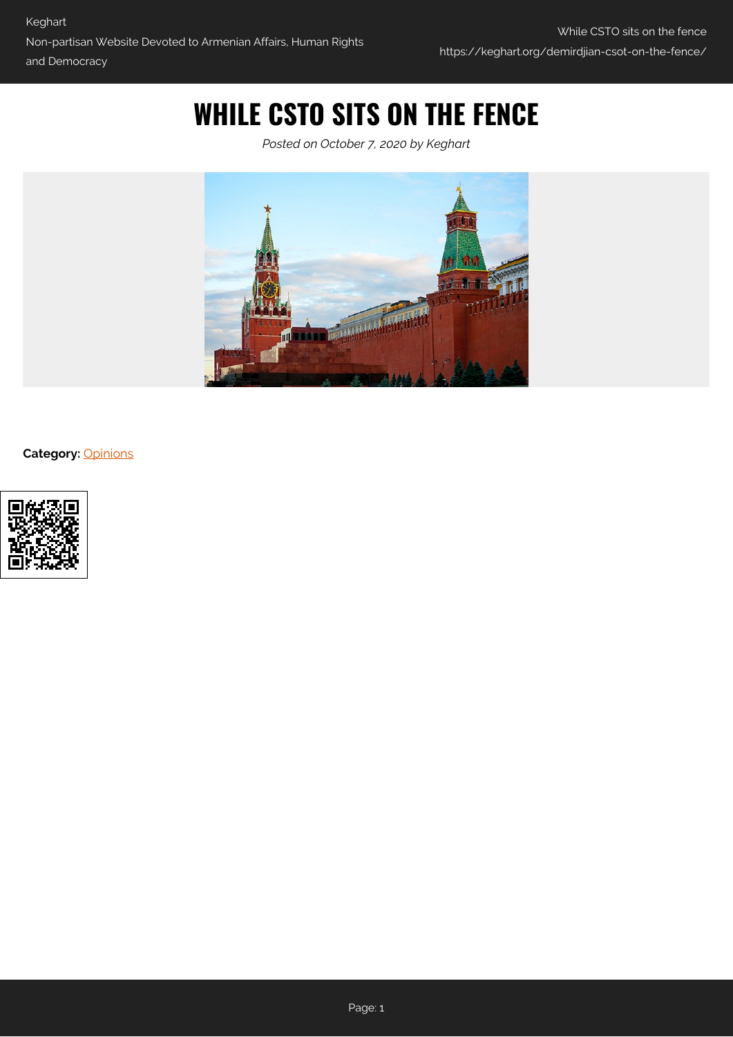# WHILE CSTO SITS ON THE FENCE

*Posted on October 7, 2020 by Keghart*

**Category:** Opinions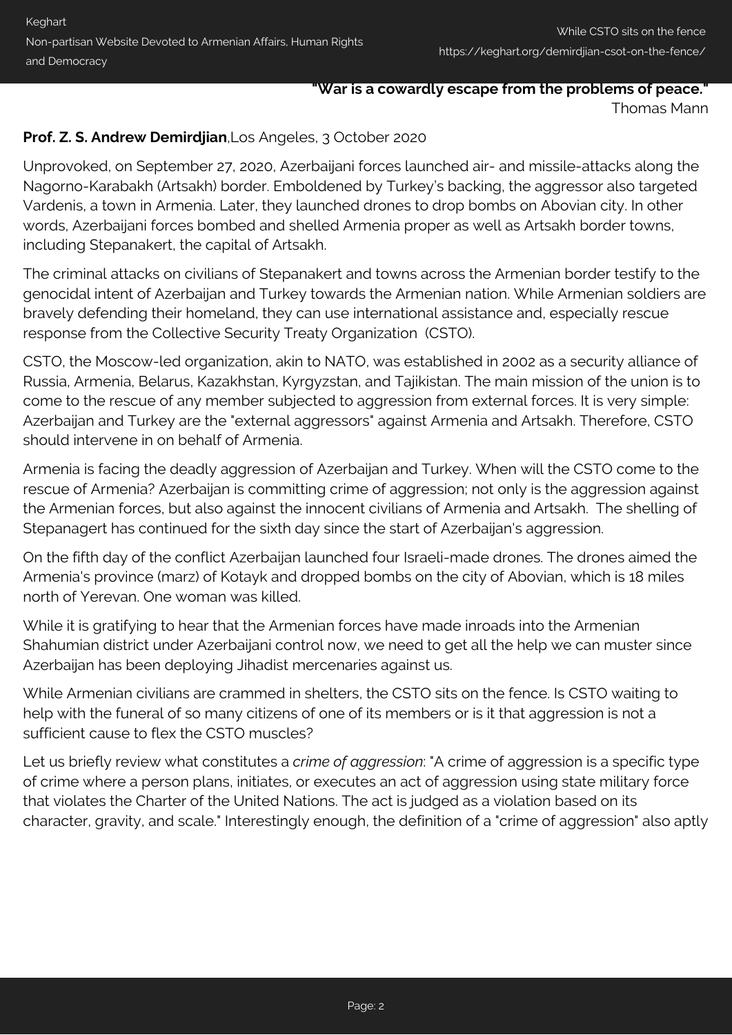**"War is a cowardly escape from the problems of peace."**
Thomas Mann

**Prof. Z. S. Andrew Demirdjian**,Los Angeles, 3 October 2020

Unprovoked, on September 27, 2020, Azerbaijani forces launched air- and missile-attacks along the Nagorno-Karabakh (Artsakh) border. Emboldened by Turkey's backing, the aggressor also targeted Vardenis, a town in Armenia. Later, they launched drones to drop bombs on Abovian city. In other words, Azerbaijani forces bombed and shelled Armenia proper as well as Artsakh border towns, including Stepanakert, the capital of Artsakh.

The criminal attacks on civilians of Stepanakert and towns across the Armenian border testify to the genocidal intent of Azerbaijan and Turkey towards the Armenian nation. While Armenian soldiers are bravely defending their homeland, they can use international assistance and, especially rescue response from the Collective Security Treaty Organization (CSTO).

CSTO, the Moscow-led organization, akin to NATO, was established in 2002 as a security alliance of Russia, Armenia, Belarus, Kazakhstan, Kyrgyzstan, and Tajikistan. The main mission of the union is to come to the rescue of any member subjected to aggression from external forces. It is very simple: Azerbaijan and Turkey are the "external aggressors" against Armenia and Artsakh. Therefore, CSTO should intervene in on behalf of Armenia.

Armenia is facing the deadly aggression of Azerbaijan and Turkey. When will the CSTO come to the rescue of Armenia? Azerbaijan is committing crime of aggression; not only is the aggression against the Armenian forces, but also against the innocent civilians of Armenia and Artsakh. The shelling of Stepanagert has continued for the sixth day since the start of Azerbaijan's aggression.

On the fifth day of the conflict Azerbaijan launched four Israeli-made drones. The drones aimed the Armenia's province (marz) of Kotayk and dropped bombs on the city of Abovian, which is 18 miles north of Yerevan. One woman was killed.

While it is gratifying to hear that the Armenian forces have made inroads into the Armenian Shahumian district under Azerbaijani control now, we need to get all the help we can muster since Azerbaijan has been deploying Jihadist mercenaries against us.

While Armenian civilians are crammed in shelters, the CSTO sits on the fence. Is CSTO waiting to help with the funeral of so many citizens of one of its members or is it that aggression is not a sufficient cause to flex the CSTO muscles?

Let us briefly review what constitutes a *crime of aggression*: "A crime of aggression is a specific type of crime where a person plans, initiates, or executes an act of aggression using state military force that violates the Charter of the United Nations. The act is judged as a violation based on its character, gravity, and scale." Interestingly enough, the definition of a "crime of aggression" also aptly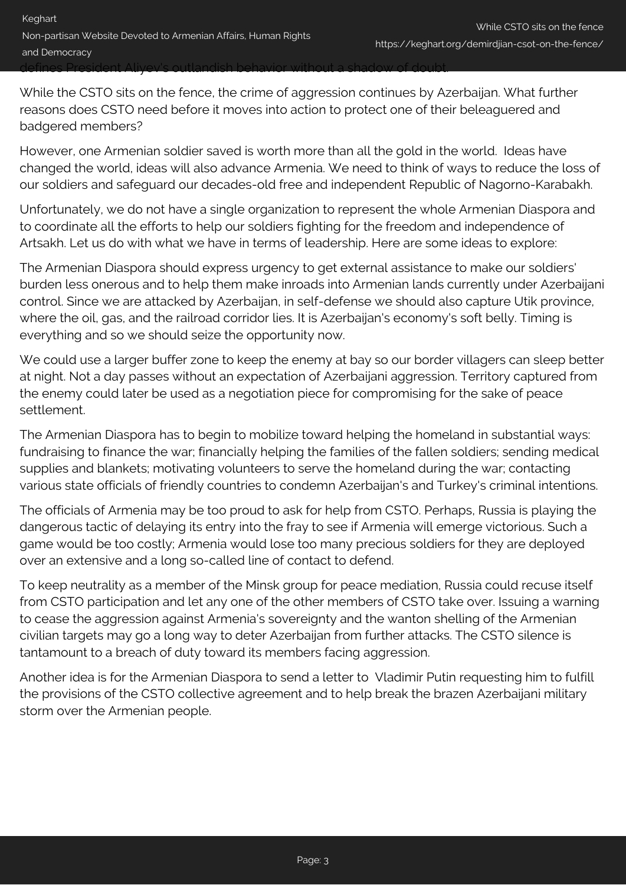defines President Aliyev's outlandish behavior without a shadow of doubt.

While the CSTO sits on the fence, the crime of aggression continues by Azerbaijan. What further reasons does CSTO need before it moves into action to protect one of their beleaguered and badgered members?

However, one Armenian soldier saved is worth more than all the gold in the world. Ideas have changed the world, ideas will also advance Armenia. We need to think of ways to reduce the loss of our soldiers and safeguard our decades-old free and independent Republic of Nagorno-Karabakh.

Unfortunately, we do not have a single organization to represent the whole Armenian Diaspora and to coordinate all the efforts to help our soldiers fighting for the freedom and independence of Artsakh. Let us do with what we have in terms of leadership. Here are some ideas to explore:

The Armenian Diaspora should express urgency to get external assistance to make our soldiers' burden less onerous and to help them make inroads into Armenian lands currently under Azerbaijani control. Since we are attacked by Azerbaijan, in self-defense we should also capture Utik province, where the oil, gas, and the railroad corridor lies. It is Azerbaijan's economy's soft belly. Timing is everything and so we should seize the opportunity now.

We could use a larger buffer zone to keep the enemy at bay so our border villagers can sleep better at night. Not a day passes without an expectation of Azerbaijani aggression. Territory captured from the enemy could later be used as a negotiation piece for compromising for the sake of peace settlement.

The Armenian Diaspora has to begin to mobilize toward helping the homeland in substantial ways: fundraising to finance the war; financially helping the families of the fallen soldiers; sending medical supplies and blankets; motivating volunteers to serve the homeland during the war; contacting various state officials of friendly countries to condemn Azerbaijan's and Turkey's criminal intentions.

The officials of Armenia may be too proud to ask for help from CSTO. Perhaps, Russia is playing the dangerous tactic of delaying its entry into the fray to see if Armenia will emerge victorious. Such a game would be too costly; Armenia would lose too many precious soldiers for they are deployed over an extensive and a long so-called line of contact to defend.

To keep neutrality as a member of the Minsk group for peace mediation, Russia could recuse itself from CSTO participation and let any one of the other members of CSTO take over. Issuing a warning to cease the aggression against Armenia's sovereignty and the wanton shelling of the Armenian civilian targets may go a long way to deter Azerbaijan from further attacks. The CSTO silence is tantamount to a breach of duty toward its members facing aggression.

Another idea is for the Armenian Diaspora to send a letter to Vladimir Putin requesting him to fulfill the provisions of the CSTO collective agreement and to help break the brazen Azerbaijani military storm over the Armenian people.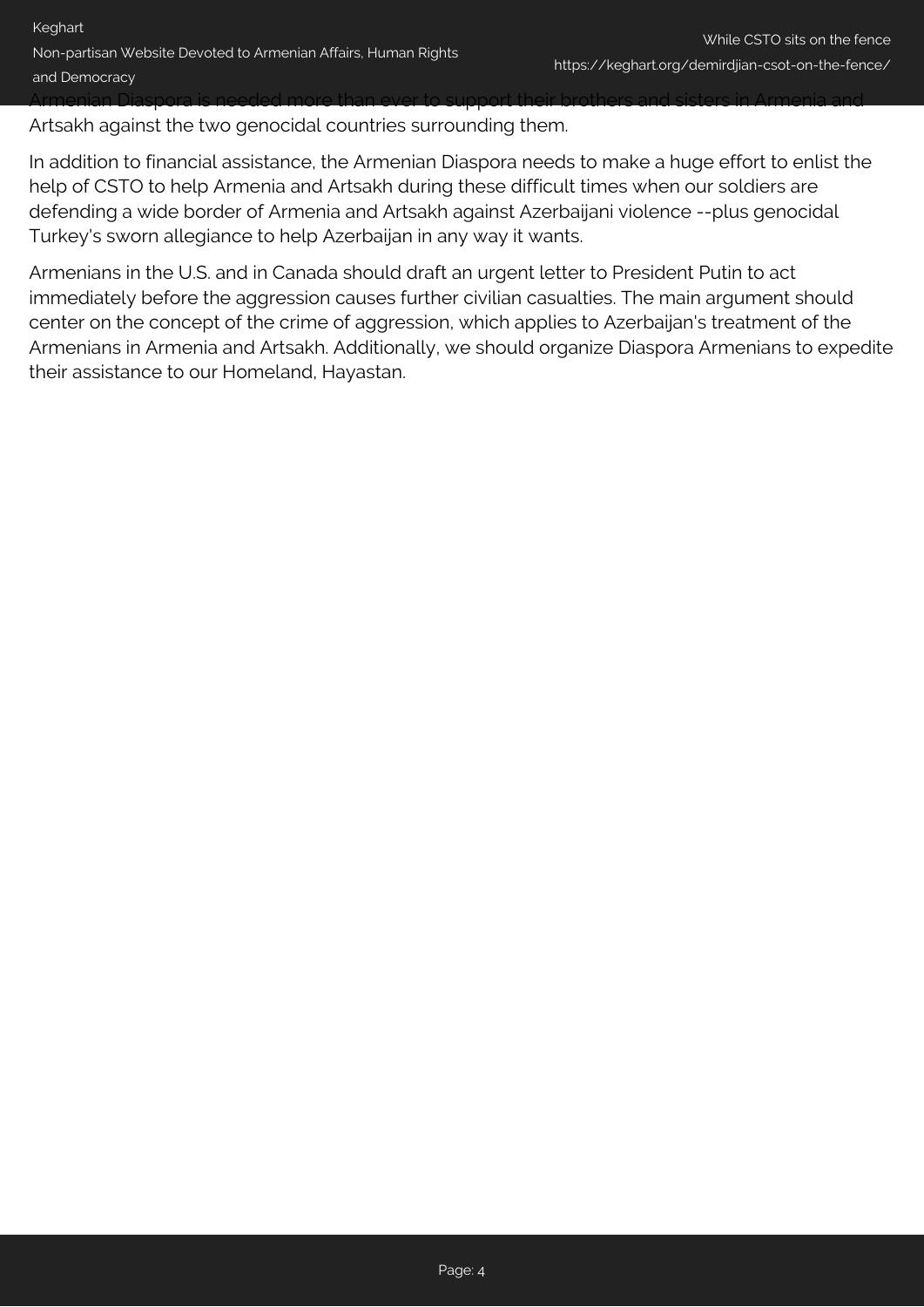Armenian Diaspora is needed more than ever to support their brothers and sisters in Armenia and Artsakh against the two genocidal countries surrounding them.

In addition to financial assistance, the Armenian Diaspora needs to make a huge effort to enlist the help of CSTO to help Armenia and Artsakh during these difficult times when our soldiers are defending a wide border of Armenia and Artsakh against Azerbaijani violence --plus genocidal Turkey's sworn allegiance to help Azerbaijan in any way it wants.

Armenians in the U.S. and in Canada should draft an urgent letter to President Putin to act immediately before the aggression causes further civilian casualties. The main argument should center on the concept of the crime of aggression, which applies to Azerbaijan's treatment of the Armenians in Armenia and Artsakh. Additionally, we should organize Diaspora Armenians to expedite their assistance to our Homeland, Hayastan.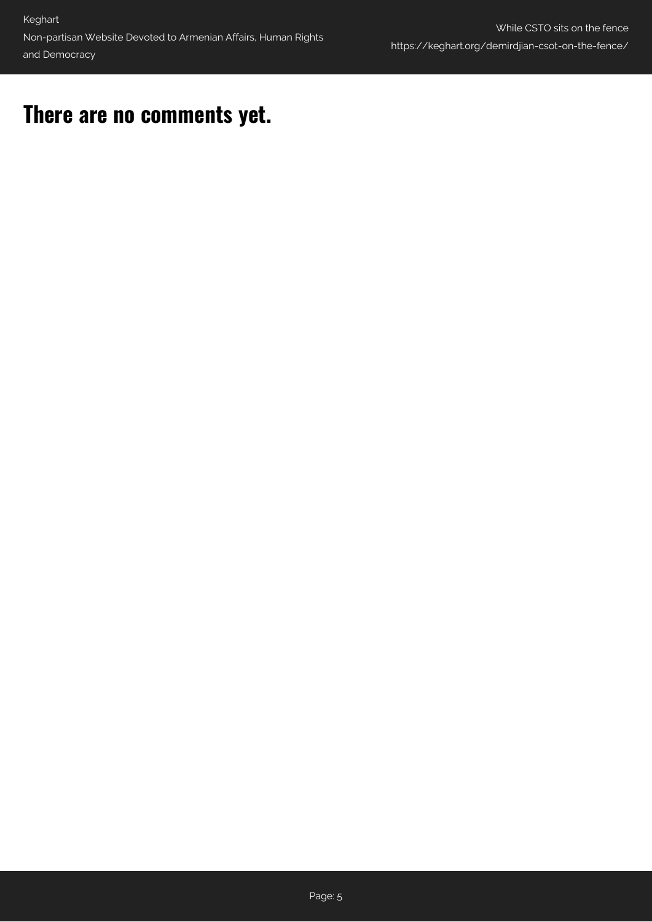## There are no comments yet.